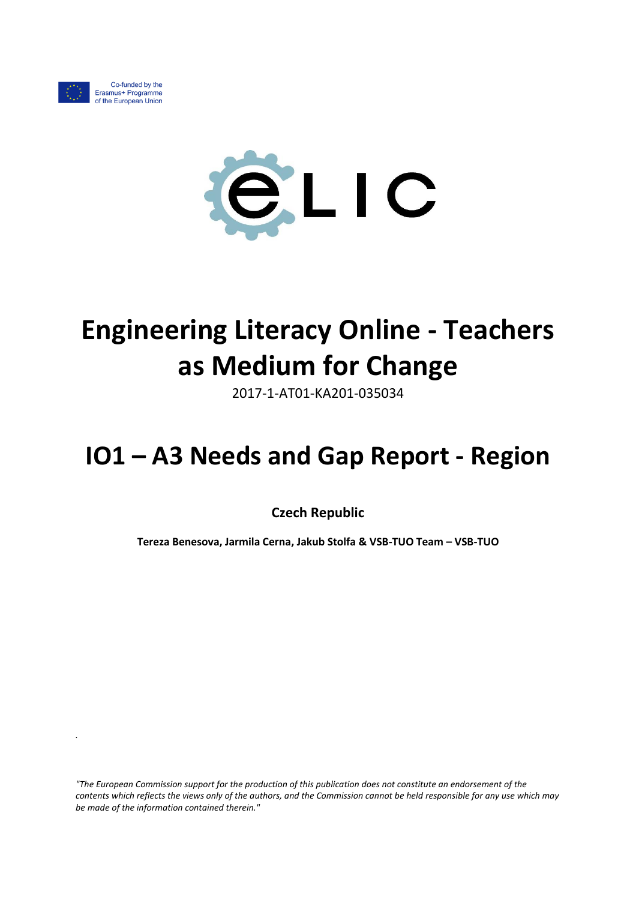Co-funded by the Erasmus+ Programme of the European Union

# Engineering Literacy Online - Teachers as Medium for Change

2017-1-AT01-KA201-035034

# IO1 – A3 Needs and Gap Report - Region

**Czech Republic**

**Tereza Benesova, Jarmila Cerna, Jakub Stolfa & VSB-TUO Team – VSB-TUO**

*"The European Commission support for the production of this publication does not constitute an endorsement of the contents which reflects the views only of the authors, and the Commission cannot be held responsible for any use which may be made of the information contained therein."*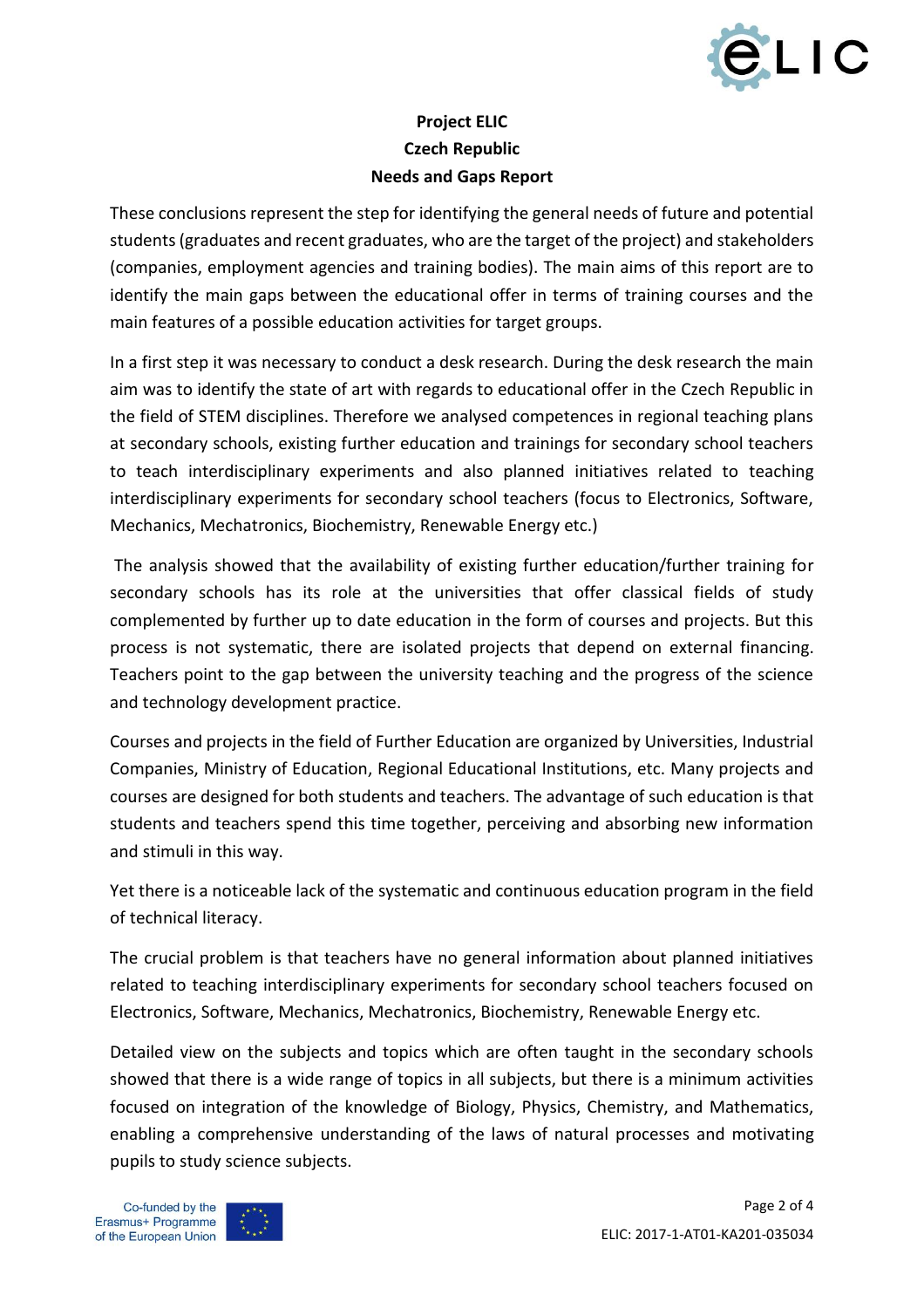**Project ELIC**
**Czech Republic**
**Needs and Gaps Report**

These conclusions represent the step for identifying the general needs of future and potential students (graduates and recent graduates, who are the target of the project) and stakeholders (companies, employment agencies and training bodies). The main aims of this report are to identify the main gaps between the educational offer in terms of training courses and the main features of a possible education activities for target groups.

In a first step it was necessary to conduct a desk research. During the desk research the main aim was to identify the state of art with regards to educational offer in the Czech Republic in the field of STEM disciplines. Therefore we analysed competences in regional teaching plans at secondary schools, existing further education and trainings for secondary school teachers to teach interdisciplinary experiments and also planned initiatives related to teaching interdisciplinary experiments for secondary school teachers (focus to Electronics, Software, Mechanics, Mechatronics, Biochemistry, Renewable Energy etc.)

The analysis showed that the availability of existing further education/further training for secondary schools has its role at the universities that offer classical fields of study complemented by further up to date education in the form of courses and projects. But this process is not systematic, there are isolated projects that depend on external financing. Teachers point to the gap between the university teaching and the progress of the science and technology development practice.

Courses and projects in the field of Further Education are organized by Universities, Industrial Companies, Ministry of Education, Regional Educational Institutions, etc. Many projects and courses are designed for both students and teachers. The advantage of such education is that students and teachers spend this time together, perceiving and absorbing new information and stimuli in this way.

Yet there is a noticeable lack of the systematic and continuous education program in the field of technical literacy.

The crucial problem is that teachers have no general information about planned initiatives related to teaching interdisciplinary experiments for secondary school teachers focused on Electronics, Software, Mechanics, Mechatronics, Biochemistry, Renewable Energy etc.

Detailed view on the subjects and topics which are often taught in the secondary schools showed that there is a wide range of topics in all subjects, but there is a minimum activities focused on integration of the knowledge of Biology, Physics, Chemistry, and Mathematics, enabling a comprehensive understanding of the laws of natural processes and motivating pupils to study science subjects.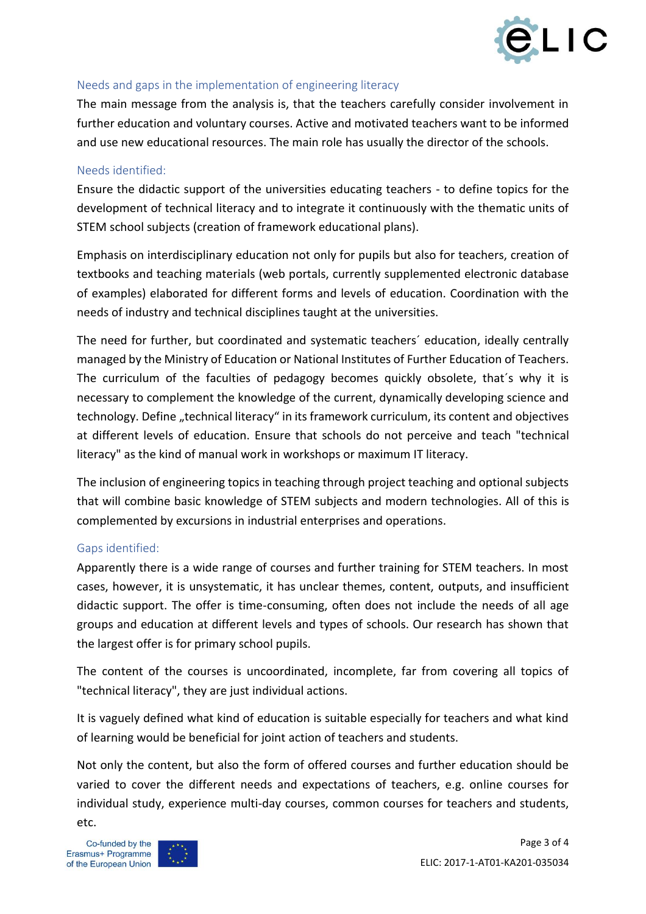## Needs and gaps in the implementation of engineering literacy

The main message from the analysis is, that the teachers carefully consider involvement in further education and voluntary courses. Active and motivated teachers want to be informed and use new educational resources. The main role has usually the director of the schools.

### Needs identified:

Ensure the didactic support of the universities educating teachers - to define topics for the development of technical literacy and to integrate it continuously with the thematic units of STEM school subjects (creation of framework educational plans).

Emphasis on interdisciplinary education not only for pupils but also for teachers, creation of textbooks and teaching materials (web portals, currently supplemented electronic database of examples) elaborated for different forms and levels of education. Coordination with the needs of industry and technical disciplines taught at the universities.

The need for further, but coordinated and systematic teachers´ education, ideally centrally managed by the Ministry of Education or National Institutes of Further Education of Teachers. The curriculum of the faculties of pedagogy becomes quickly obsolete, that´s why it is necessary to complement the knowledge of the current, dynamically developing science and technology. Define „technical literacy“ in its framework curriculum, its content and objectives at different levels of education. Ensure that schools do not perceive and teach "technical literacy" as the kind of manual work in workshops or maximum IT literacy.

The inclusion of engineering topics in teaching through project teaching and optional subjects that will combine basic knowledge of STEM subjects and modern technologies. All of this is complemented by excursions in industrial enterprises and operations.

### Gaps identified:

Apparently there is a wide range of courses and further training for STEM teachers. In most cases, however, it is unsystematic, it has unclear themes, content, outputs, and insufficient didactic support. The offer is time-consuming, often does not include the needs of all age groups and education at different levels and types of schools. Our research has shown that the largest offer is for primary school pupils.

The content of the courses is uncoordinated, incomplete, far from covering all topics of "technical literacy", they are just individual actions.

It is vaguely defined what kind of education is suitable especially for teachers and what kind of learning would be beneficial for joint action of teachers and students.

Not only the content, but also the form of offered courses and further education should be varied to cover the different needs and expectations of teachers, e.g. online courses for individual study, experience multi-day courses, common courses for teachers and students, etc.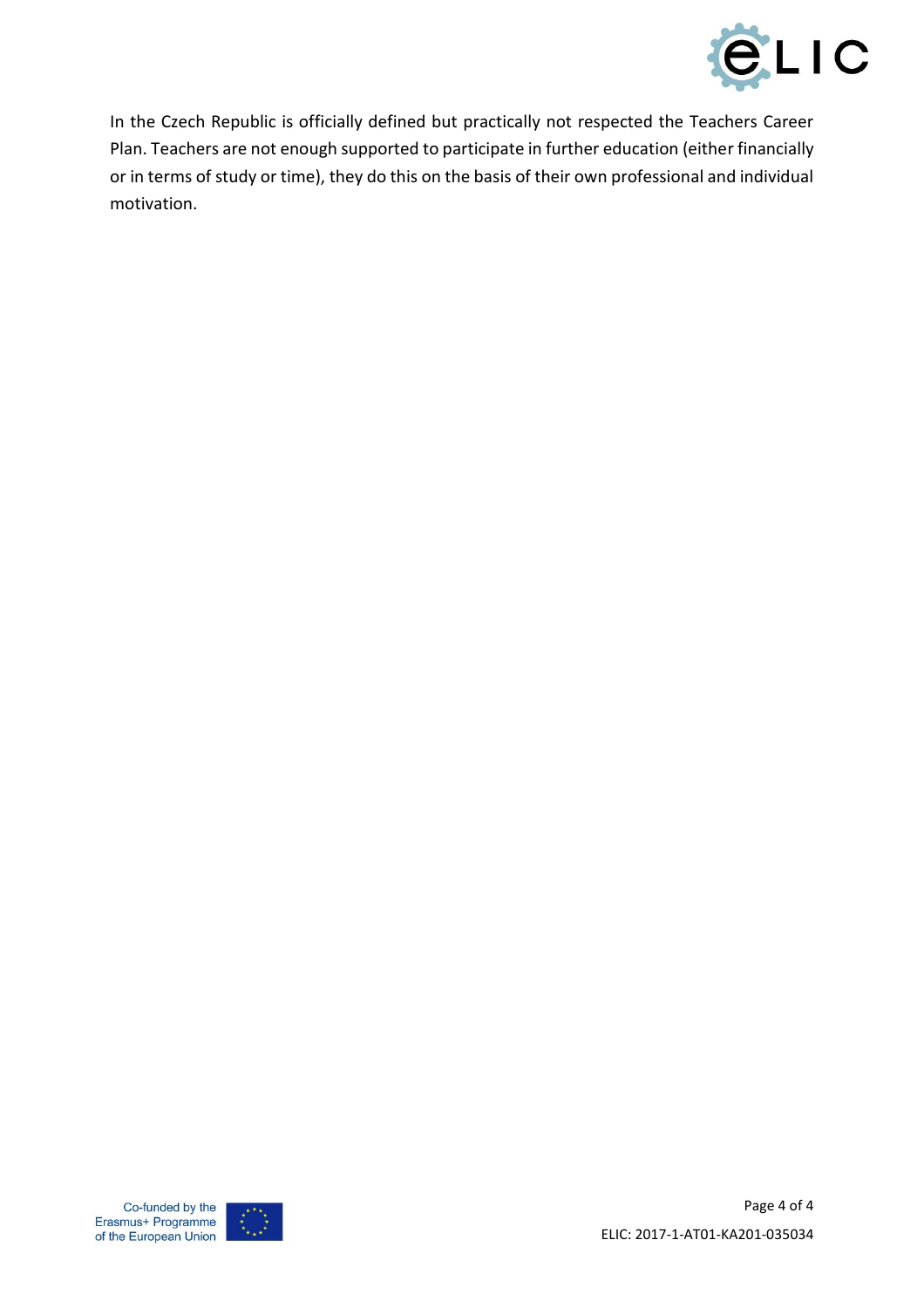In the Czech Republic is officially defined but practically not respected the Teachers Career Plan. Teachers are not enough supported to participate in further education (either financially or in terms of study or time), they do this on the basis of their own professional and individual motivation.